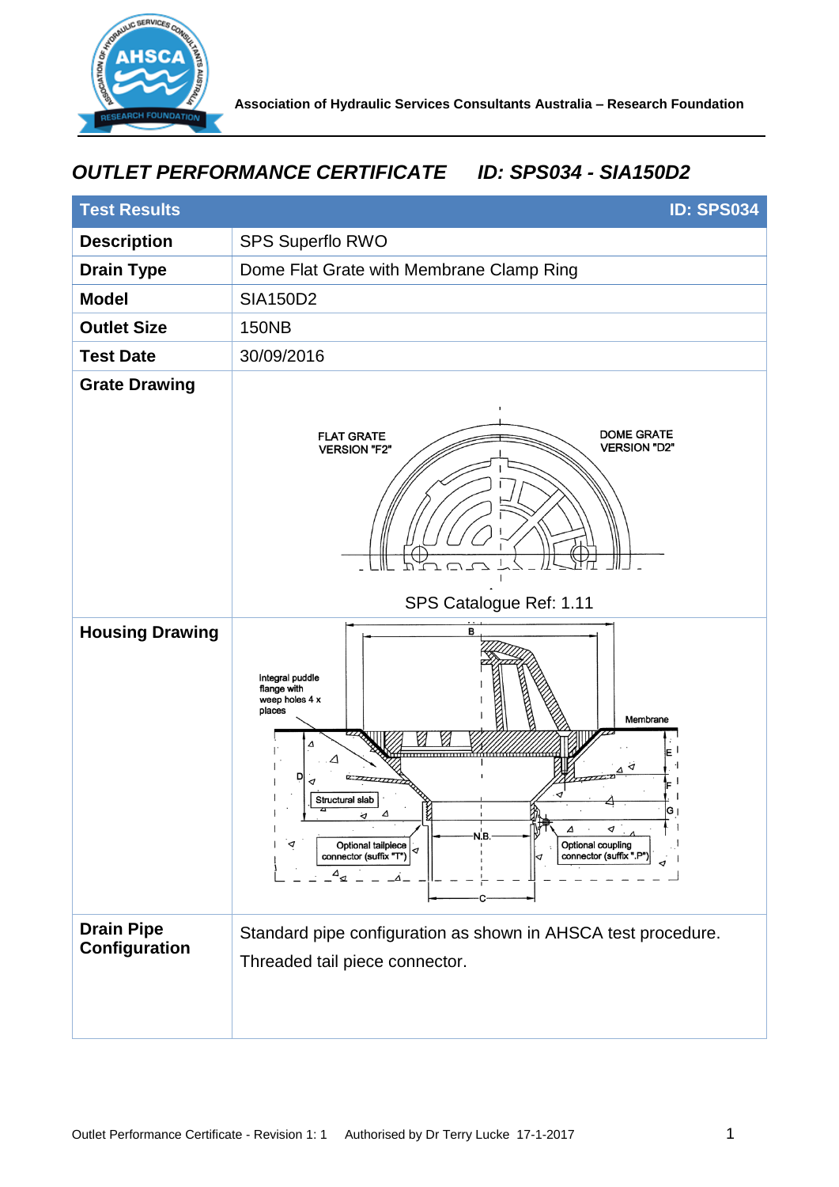Association of Hydraulic Services Consultants Australia – Research Foundation

# *OUTLET PERFORMANCE CERTIFICATE ID: SPS034 - SIA150D2*

| Test Results | ID: SPS034 |
|---|---|
| **Description** | SPS Superflo RWO |
| **Drain Type** | Dome Flat Grate with Membrane Clamp Ring |
| **Model** | SIA150D2 |
| **Outlet Size** | 150NB |
| **Test Date** | 30/09/2016 |
| **Grate Drawing** | FLAT GRATE VERSION "F2" / DOME GRATE VERSION "D2" — SPS Catalogue Ref: 1.11 |
| **Housing Drawing** | Integral puddle flange with weep holes 4 x places; Membrane; Structural slab; Optional tailpiece connector (suffix "T"); Optional coupling connector (suffix ".P"); B; C; D; E; F; G; N.B. |
| **Drain Pipe Configuration** | Standard pipe configuration as shown in AHSCA test procedure. Threaded tail piece connector. |

Outlet Performance Certificate - Revision 1: 1 Authorised by Dr Terry Lucke 17-1-2017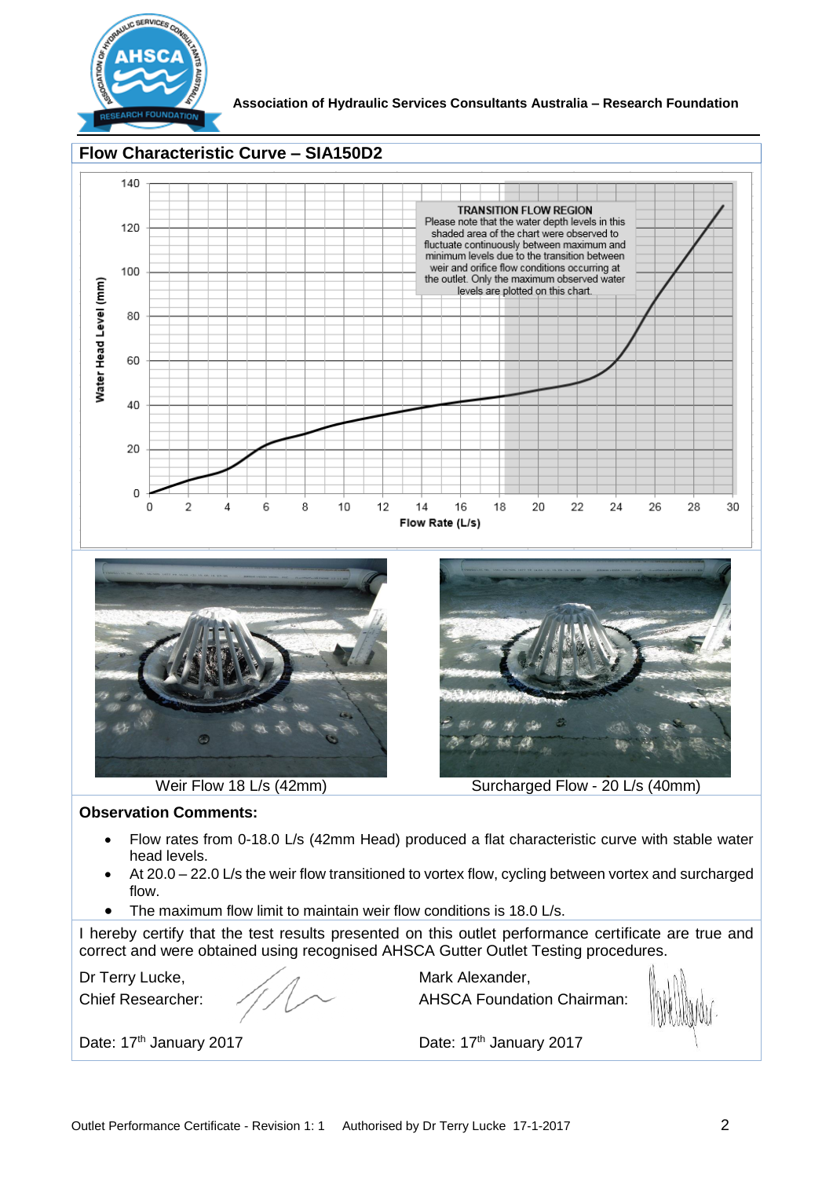## Flow Characteristic Curve – SIA150D2

TRANSITION FLOW REGION
Please note that the water depth levels in this shaded area of the chart were observed to fluctuate continuously between maximum and minimum levels due to the transition between weir and orifice flow conditions occurring at the outlet. Only the maximum observed water levels are plotted on this chart.

Water Head Level (mm)

140
120
100
80
60
40
20
0

0 2 4 6 8 10 12 14 16 18 20 22 24 26 28 30

Flow Rate (L/s)

Weir Flow 18 L/s (42mm)

Surcharged Flow - 20 L/s (40mm)

**Observation Comments:**

- Flow rates from 0-18.0 L/s (42mm Head) produced a flat characteristic curve with stable water head levels.
- At 20.0 – 22.0 L/s the weir flow transitioned to vortex flow, cycling between vortex and surcharged flow.
- The maximum flow limit to maintain weir flow conditions is 18.0 L/s.

I hereby certify that the test results presented on this outlet performance certificate are true and correct and were obtained using recognised AHSCA Gutter Outlet Testing procedures.

Dr Terry Lucke,
Chief Researcher:

Date: 17th January 2017

Mark Alexander,
AHSCA Foundation Chairman:

Date: 17th January 2017